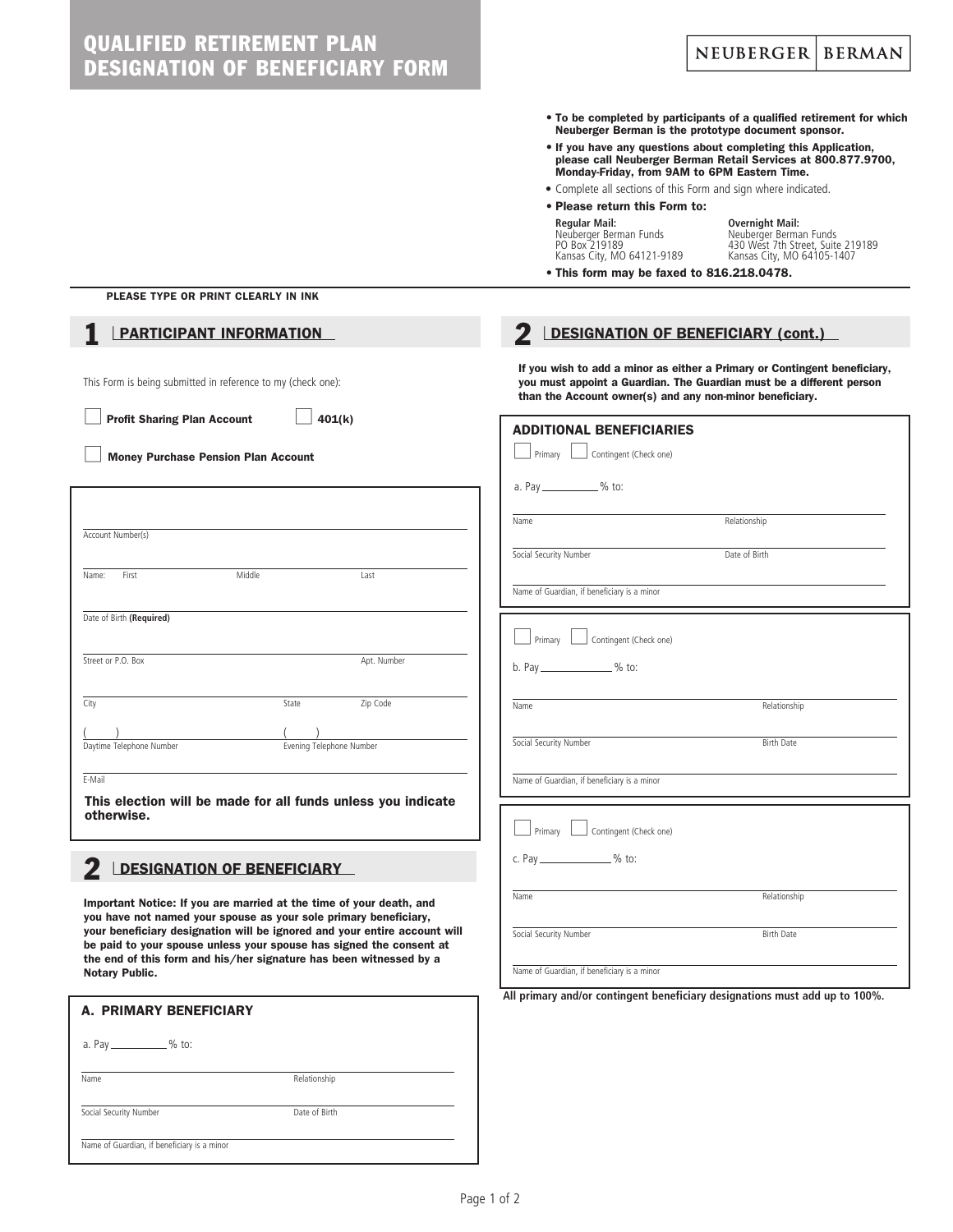# QUALIFIED RETIREMENT PLAN DESIGNATION OF BENEFICIARY FORM

NEUBERGER | BERMAN

- **To be completed by participants of a qualified retirement for which Neuberger Berman is the prototype document sponsor.**
- **If you have any questions about completing this Application, please call Neuberger Berman Retail Services at 800.877.9700, Monday-Friday, from 9AM to 6PM Eastern Time.**
- Complete all sections of this Form and sign where indicated.
- **Please return this Form to:**

| **Regular Mail:** | **Overnight Mail:** |
|---|---|
| Neuberger Berman Funds | Neuberger Berman Funds |
| PO Box 219189 | 430 West 7th Street, Suite 219189 |
| Kansas City, MO 64121-9189 | Kansas City, MO 64105-1407 |

- **This form may be faxed to 816.218.0478.**

**PLEASE TYPE OR PRINT CLEARLY IN INK**

## 1 PARTICIPANT INFORMATION

This Form is being submitted in reference to my (check one):

☐ **Profit Sharing Plan Account** ☐ **401(k)**

☐ **Money Purchase Pension Plan Account**

Account Number(s)

Name: First Middle Last

Date of Birth **(Required)**

Street or P.O. Box Apt. Number

City State Zip Code

( ) Daytime Telephone Number ( ) Evening Telephone Number

E-Mail

**This election will be made for all funds unless you indicate otherwise.**

## 2 DESIGNATION OF BENEFICIARY

**Important Notice: If you are married at the time of your death, and you have not named your spouse as your sole primary beneficiary, your beneficiary designation will be ignored and your entire account will be paid to your spouse unless your spouse has signed the consent at the end of this form and his/her signature has been witnessed by a Notary Public.**

### A. PRIMARY BENEFICIARY

a. Pay ________ % to:

Name Relationship

Social Security Number Date of Birth

Name of Guardian, if beneficiary is a minor

## 2 DESIGNATION OF BENEFICIARY (cont.)

**If you wish to add a minor as either a Primary or Contingent beneficiary, you must appoint a Guardian. The Guardian must be a different person than the Account owner(s) and any non-minor beneficiary.**

### ADDITIONAL BENEFICIARIES

☐ Primary ☐ Contingent (Check one)

a. Pay ________ % to:

Name Relationship

Social Security Number Date of Birth

Name of Guardian, if beneficiary is a minor

☐ Primary ☐ Contingent (Check one)

b. Pay ________ % to:

Name Relationship

Social Security Number Birth Date

Name of Guardian, if beneficiary is a minor

☐ Primary ☐ Contingent (Check one)

c. Pay ________ % to:

Name Relationship

Social Security Number Birth Date

Name of Guardian, if beneficiary is a minor

**All primary and/or contingent beneficiary designations must add up to 100%.**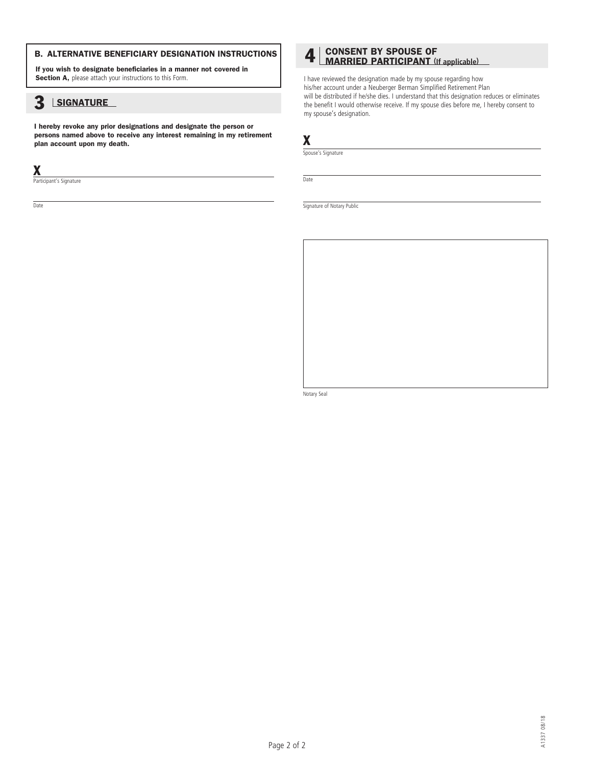### B. ALTERNATIVE BENEFICIARY DESIGNATION INSTRUCTIONS

**If you wish to designate beneficiaries in a manner not covered in Section A,** please attach your instructions to this Form.

## 3 SIGNATURE

**I hereby revoke any prior designations and designate the person or persons named above to receive any interest remaining in my retirement plan account upon my death.**

**X** ______________________________
Participant's Signature

______________________________
Date

## 4 CONSENT BY SPOUSE OF MARRIED PARTICIPANT (If applicable)

I have reviewed the designation made by my spouse regarding how his/her account under a Neuberger Berman Simplified Retirement Plan will be distributed if he/she dies. I understand that this designation reduces or eliminates the benefit I would otherwise receive. If my spouse dies before me, I hereby consent to my spouse's designation.

**X** ______________________________
Spouse's Signature

______________________________
Date

______________________________
Signature of Notary Public

Notary Seal

A1337 08/18